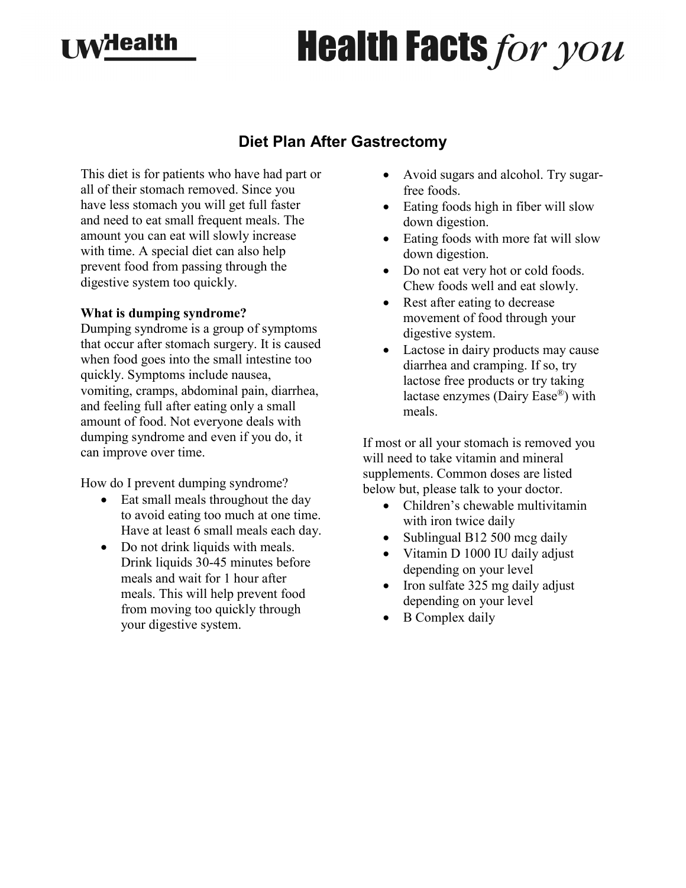# Diet Plan After Gastrectomy

This diet is for patients who have had part or all of their stomach removed. Since you have less stomach you will get full faster and need to eat small frequent meals. The amount you can eat will slowly increase with time. A special diet can also help prevent food from passing through the digestive system too quickly.

**What is dumping syndrome?**
Dumping syndrome is a group of symptoms that occur after stomach surgery. It is caused when food goes into the small intestine too quickly. Symptoms include nausea, vomiting, cramps, abdominal pain, diarrhea, and feeling full after eating only a small amount of food. Not everyone deals with dumping syndrome and even if you do, it can improve over time.

How do I prevent dumping syndrome?

- Eat small meals throughout the day to avoid eating too much at one time. Have at least 6 small meals each day.
- Do not drink liquids with meals. Drink liquids 30-45 minutes before meals and wait for 1 hour after meals. This will help prevent food from moving too quickly through your digestive system.
- Avoid sugars and alcohol. Try sugar-free foods.
- Eating foods high in fiber will slow down digestion.
- Eating foods with more fat will slow down digestion.
- Do not eat very hot or cold foods. Chew foods well and eat slowly.
- Rest after eating to decrease movement of food through your digestive system.
- Lactose in dairy products may cause diarrhea and cramping. If so, try lactose free products or try taking lactase enzymes (Dairy Ease®) with meals.

If most or all your stomach is removed you will need to take vitamin and mineral supplements. Common doses are listed below but, please talk to your doctor.

- Children's chewable multivitamin with iron twice daily
- Sublingual B12 500 mcg daily
- Vitamin D 1000 IU daily adjust depending on your level
- Iron sulfate 325 mg daily adjust depending on your level
- B Complex daily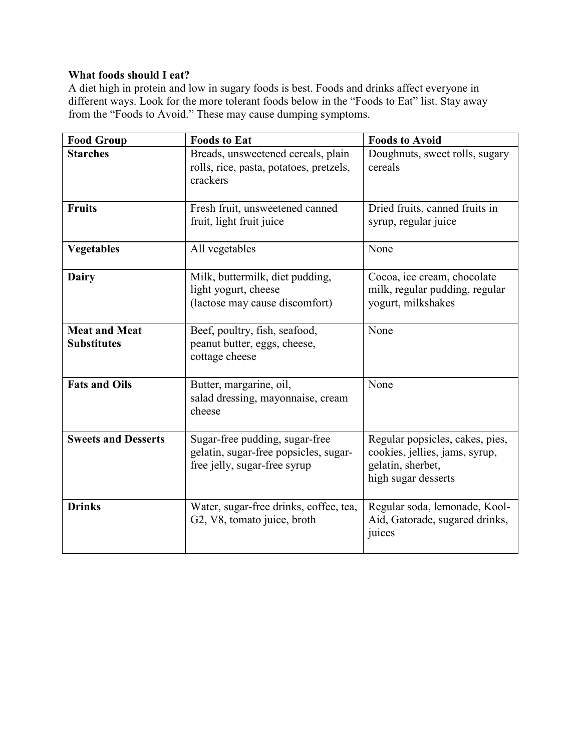**What foods should I eat?**

A diet high in protein and low in sugary foods is best. Foods and drinks affect everyone in different ways. Look for the more tolerant foods below in the "Foods to Eat" list. Stay away from the "Foods to Avoid." These may cause dumping symptoms.

| Food Group | Foods to Eat | Foods to Avoid |
|---|---|---|
| **Starches** | Breads, unsweetened cereals, plain rolls, rice, pasta, potatoes, pretzels, crackers | Doughnuts, sweet rolls, sugary cereals |
| **Fruits** | Fresh fruit, unsweetened canned fruit, light fruit juice | Dried fruits, canned fruits in syrup, regular juice |
| **Vegetables** | All vegetables | None |
| **Dairy** | Milk, buttermilk, diet pudding, light yogurt, cheese (lactose may cause discomfort) | Cocoa, ice cream, chocolate milk, regular pudding, regular yogurt, milkshakes |
| **Meat and Meat Substitutes** | Beef, poultry, fish, seafood, peanut butter, eggs, cheese, cottage cheese | None |
| **Fats and Oils** | Butter, margarine, oil, salad dressing, mayonnaise, cream cheese | None |
| **Sweets and Desserts** | Sugar-free pudding, sugar-free gelatin, sugar-free popsicles, sugar-free jelly, sugar-free syrup | Regular popsicles, cakes, pies, cookies, jellies, jams, syrup, gelatin, sherbet, high sugar desserts |
| **Drinks** | Water, sugar-free drinks, coffee, tea, G2, V8, tomato juice, broth | Regular soda, lemonade, Kool-Aid, Gatorade, sugared drinks, juices |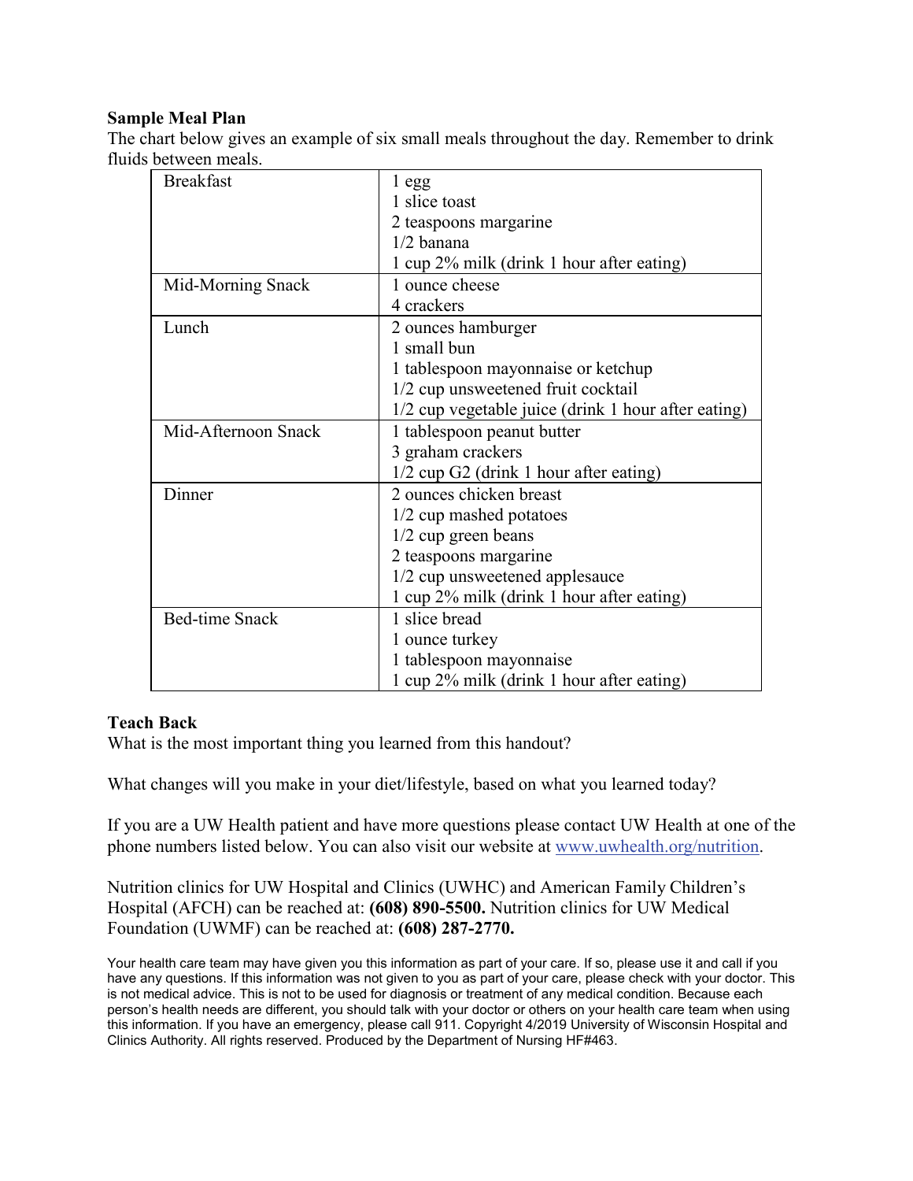**Sample Meal Plan**

The chart below gives an example of six small meals throughout the day. Remember to drink fluids between meals.

| | |
|---|---|
| Breakfast | 1 egg<br>1 slice toast<br>2 teaspoons margarine<br>1/2 banana<br>1 cup 2% milk (drink 1 hour after eating) |
| Mid-Morning Snack | 1 ounce cheese<br>4 crackers |
| Lunch | 2 ounces hamburger<br>1 small bun<br>1 tablespoon mayonnaise or ketchup<br>1/2 cup unsweetened fruit cocktail<br>1/2 cup vegetable juice (drink 1 hour after eating) |
| Mid-Afternoon Snack | 1 tablespoon peanut butter<br>3 graham crackers<br>1/2 cup G2 (drink 1 hour after eating) |
| Dinner | 2 ounces chicken breast<br>1/2 cup mashed potatoes<br>1/2 cup green beans<br>2 teaspoons margarine<br>1/2 cup unsweetened applesauce<br>1 cup 2% milk (drink 1 hour after eating) |
| Bed-time Snack | 1 slice bread<br>1 ounce turkey<br>1 tablespoon mayonnaise<br>1 cup 2% milk (drink 1 hour after eating) |

**Teach Back**

What is the most important thing you learned from this handout?

What changes will you make in your diet/lifestyle, based on what you learned today?

If you are a UW Health patient and have more questions please contact UW Health at one of the phone numbers listed below. You can also visit our website at www.uwhealth.org/nutrition.

Nutrition clinics for UW Hospital and Clinics (UWHC) and American Family Children's Hospital (AFCH) can be reached at: **(608) 890-5500.** Nutrition clinics for UW Medical Foundation (UWMF) can be reached at: **(608) 287-2770.**

Your health care team may have given you this information as part of your care. If so, please use it and call if you have any questions. If this information was not given to you as part of your care, please check with your doctor. This is not medical advice. This is not to be used for diagnosis or treatment of any medical condition. Because each person's health needs are different, you should talk with your doctor or others on your health care team when using this information. If you have an emergency, please call 911. Copyright 4/2019 University of Wisconsin Hospital and Clinics Authority. All rights reserved. Produced by the Department of Nursing HF#463.